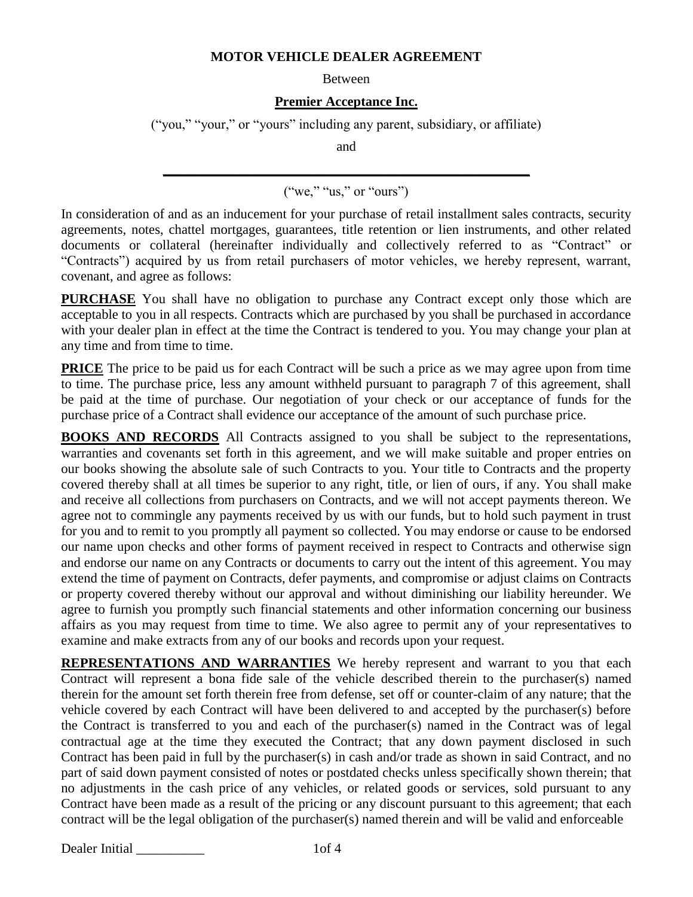**MOTOR VEHICLE DEALER AGREEMENT**

Between

**Premier Acceptance Inc.**

("you," "your," or "yours" including any parent, subsidiary, or affiliate)

and

\_\_\_\_\_\_\_\_\_\_\_\_\_\_\_\_\_\_\_\_\_\_\_\_\_\_\_\_\_\_\_\_\_\_\_\_\_\_\_\_\_\_\_\_\_\_\_\_

("we," "us," or "ours")

In consideration of and as an inducement for your purchase of retail installment sales contracts, security agreements, notes, chattel mortgages, guarantees, title retention or lien instruments, and other related documents or collateral (hereinafter individually and collectively referred to as "Contract" or "Contracts") acquired by us from retail purchasers of motor vehicles, we hereby represent, warrant, covenant, and agree as follows:

**PURCHASE** You shall have no obligation to purchase any Contract except only those which are acceptable to you in all respects. Contracts which are purchased by you shall be purchased in accordance with your dealer plan in effect at the time the Contract is tendered to you. You may change your plan at any time and from time to time.

**PRICE** The price to be paid us for each Contract will be such a price as we may agree upon from time to time. The purchase price, less any amount withheld pursuant to paragraph 7 of this agreement, shall be paid at the time of purchase. Our negotiation of your check or our acceptance of funds for the purchase price of a Contract shall evidence our acceptance of the amount of such purchase price.

**BOOKS AND RECORDS** All Contracts assigned to you shall be subject to the representations, warranties and covenants set forth in this agreement, and we will make suitable and proper entries on our books showing the absolute sale of such Contracts to you. Your title to Contracts and the property covered thereby shall at all times be superior to any right, title, or lien of ours, if any. You shall make and receive all collections from purchasers on Contracts, and we will not accept payments thereon. We agree not to commingle any payments received by us with our funds, but to hold such payment in trust for you and to remit to you promptly all payment so collected. You may endorse or cause to be endorsed our name upon checks and other forms of payment received in respect to Contracts and otherwise sign and endorse our name on any Contracts or documents to carry out the intent of this agreement. You may extend the time of payment on Contracts, defer payments, and compromise or adjust claims on Contracts or property covered thereby without our approval and without diminishing our liability hereunder. We agree to furnish you promptly such financial statements and other information concerning our business affairs as you may request from time to time. We also agree to permit any of your representatives to examine and make extracts from any of our books and records upon your request.

**REPRESENTATIONS AND WARRANTIES** We hereby represent and warrant to you that each Contract will represent a bona fide sale of the vehicle described therein to the purchaser(s) named therein for the amount set forth therein free from defense, set off or counter-claim of any nature; that the vehicle covered by each Contract will have been delivered to and accepted by the purchaser(s) before the Contract is transferred to you and each of the purchaser(s) named in the Contract was of legal contractual age at the time they executed the Contract; that any down payment disclosed in such Contract has been paid in full by the purchaser(s) in cash and/or trade as shown in said Contract, and no part of said down payment consisted of notes or postdated checks unless specifically shown therein; that no adjustments in the cash price of any vehicles, or related goods or services, sold pursuant to any Contract have been made as a result of the pricing or any discount pursuant to this agreement; that each contract will be the legal obligation of the purchaser(s) named therein and will be valid and enforceable

Dealer Initial \_\_\_\_\_\_\_\_\_\_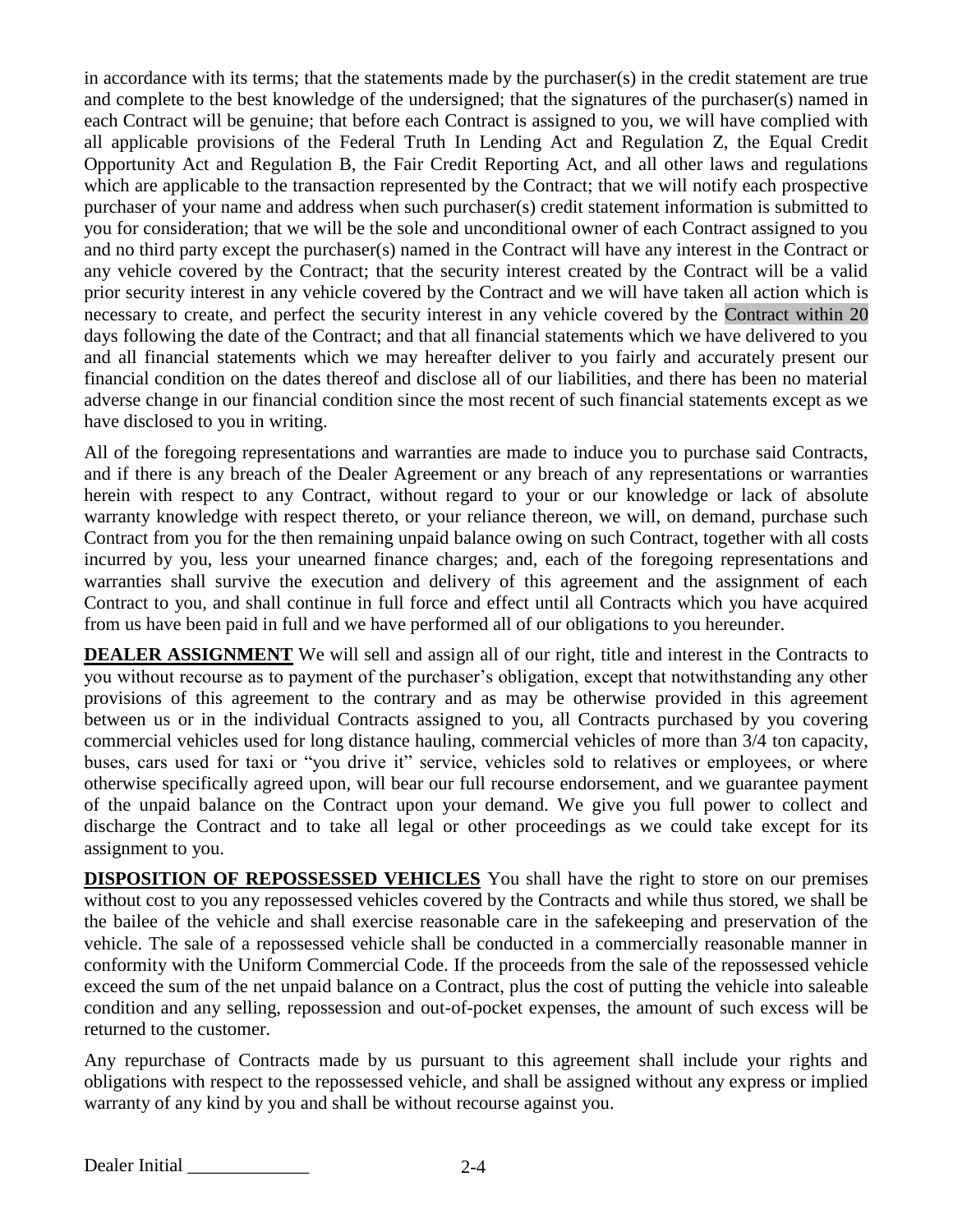in accordance with its terms; that the statements made by the purchaser(s) in the credit statement are true and complete to the best knowledge of the undersigned; that the signatures of the purchaser(s) named in each Contract will be genuine; that before each Contract is assigned to you, we will have complied with all applicable provisions of the Federal Truth In Lending Act and Regulation Z, the Equal Credit Opportunity Act and Regulation B, the Fair Credit Reporting Act, and all other laws and regulations which are applicable to the transaction represented by the Contract; that we will notify each prospective purchaser of your name and address when such purchaser(s) credit statement information is submitted to you for consideration; that we will be the sole and unconditional owner of each Contract assigned to you and no third party except the purchaser(s) named in the Contract will have any interest in the Contract or any vehicle covered by the Contract; that the security interest created by the Contract will be a valid prior security interest in any vehicle covered by the Contract and we will have taken all action which is necessary to create, and perfect the security interest in any vehicle covered by the Contract within 20 days following the date of the Contract; and that all financial statements which we have delivered to you and all financial statements which we may hereafter deliver to you fairly and accurately present our financial condition on the dates thereof and disclose all of our liabilities, and there has been no material adverse change in our financial condition since the most recent of such financial statements except as we have disclosed to you in writing.

All of the foregoing representations and warranties are made to induce you to purchase said Contracts, and if there is any breach of the Dealer Agreement or any breach of any representations or warranties herein with respect to any Contract, without regard to your or our knowledge or lack of absolute warranty knowledge with respect thereto, or your reliance thereon, we will, on demand, purchase such Contract from you for the then remaining unpaid balance owing on such Contract, together with all costs incurred by you, less your unearned finance charges; and, each of the foregoing representations and warranties shall survive the execution and delivery of this agreement and the assignment of each Contract to you, and shall continue in full force and effect until all Contracts which you have acquired from us have been paid in full and we have performed all of our obligations to you hereunder.

**DEALER ASSIGNMENT** We will sell and assign all of our right, title and interest in the Contracts to you without recourse as to payment of the purchaser's obligation, except that notwithstanding any other provisions of this agreement to the contrary and as may be otherwise provided in this agreement between us or in the individual Contracts assigned to you, all Contracts purchased by you covering commercial vehicles used for long distance hauling, commercial vehicles of more than 3/4 ton capacity, buses, cars used for taxi or "you drive it" service, vehicles sold to relatives or employees, or where otherwise specifically agreed upon, will bear our full recourse endorsement, and we guarantee payment of the unpaid balance on the Contract upon your demand. We give you full power to collect and discharge the Contract and to take all legal or other proceedings as we could take except for its assignment to you.

**DISPOSITION OF REPOSSESSED VEHICLES** You shall have the right to store on our premises without cost to you any repossessed vehicles covered by the Contracts and while thus stored, we shall be the bailee of the vehicle and shall exercise reasonable care in the safekeeping and preservation of the vehicle. The sale of a repossessed vehicle shall be conducted in a commercially reasonable manner in conformity with the Uniform Commercial Code. If the proceeds from the sale of the repossessed vehicle exceed the sum of the net unpaid balance on a Contract, plus the cost of putting the vehicle into saleable condition and any selling, repossession and out-of-pocket expenses, the amount of such excess will be returned to the customer.

Any repurchase of Contracts made by us pursuant to this agreement shall include your rights and obligations with respect to the repossessed vehicle, and shall be assigned without any express or implied warranty of any kind by you and shall be without recourse against you.

Dealer Initial _____________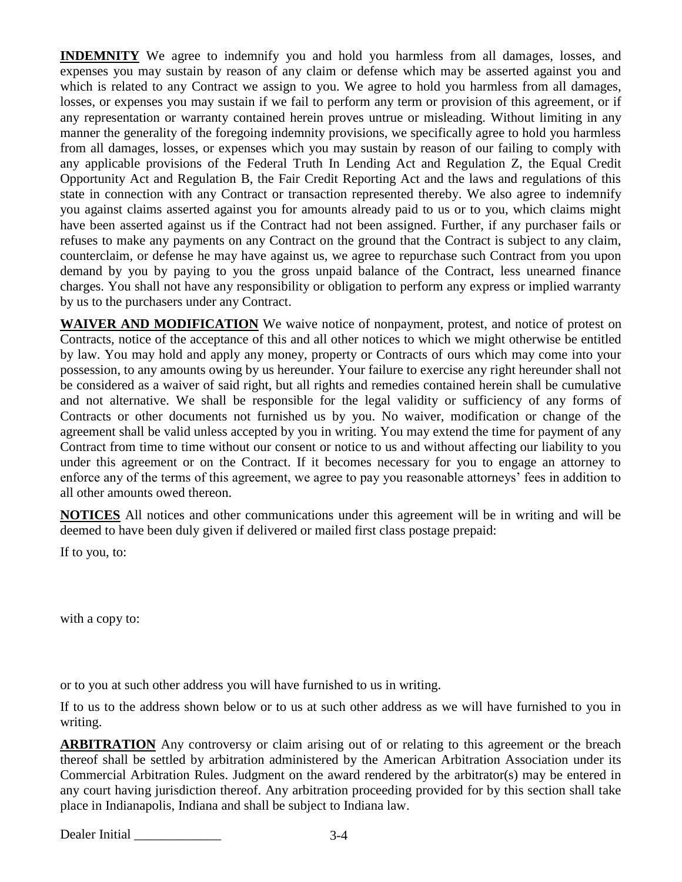**<u>INDEMNITY</u>** We agree to indemnify you and hold you harmless from all damages, losses, and expenses you may sustain by reason of any claim or defense which may be asserted against you and which is related to any Contract we assign to you. We agree to hold you harmless from all damages, losses, or expenses you may sustain if we fail to perform any term or provision of this agreement, or if any representation or warranty contained herein proves untrue or misleading. Without limiting in any manner the generality of the foregoing indemnity provisions, we specifically agree to hold you harmless from all damages, losses, or expenses which you may sustain by reason of our failing to comply with any applicable provisions of the Federal Truth In Lending Act and Regulation Z, the Equal Credit Opportunity Act and Regulation B, the Fair Credit Reporting Act and the laws and regulations of this state in connection with any Contract or transaction represented thereby. We also agree to indemnify you against claims asserted against you for amounts already paid to us or to you, which claims might have been asserted against us if the Contract had not been assigned. Further, if any purchaser fails or refuses to make any payments on any Contract on the ground that the Contract is subject to any claim, counterclaim, or defense he may have against us, we agree to repurchase such Contract from you upon demand by you by paying to you the gross unpaid balance of the Contract, less unearned finance charges. You shall not have any responsibility or obligation to perform any express or implied warranty by us to the purchasers under any Contract.

**<u>WAIVER AND MODIFICATION</u>** We waive notice of nonpayment, protest, and notice of protest on Contracts, notice of the acceptance of this and all other notices to which we might otherwise be entitled by law. You may hold and apply any money, property or Contracts of ours which may come into your possession, to any amounts owing by us hereunder. Your failure to exercise any right hereunder shall not be considered as a waiver of said right, but all rights and remedies contained herein shall be cumulative and not alternative. We shall be responsible for the legal validity or sufficiency of any forms of Contracts or other documents not furnished us by you. No waiver, modification or change of the agreement shall be valid unless accepted by you in writing. You may extend the time for payment of any Contract from time to time without our consent or notice to us and without affecting our liability to you under this agreement or on the Contract. If it becomes necessary for you to engage an attorney to enforce any of the terms of this agreement, we agree to pay you reasonable attorneys' fees in addition to all other amounts owed thereon.

**<u>NOTICES</u>** All notices and other communications under this agreement will be in writing and will be deemed to have been duly given if delivered or mailed first class postage prepaid:

If to you, to:

with a copy to:

or to you at such other address you will have furnished to us in writing.

If to us to the address shown below or to us at such other address as we will have furnished to you in writing.

**<u>ARBITRATION</u>** Any controversy or claim arising out of or relating to this agreement or the breach thereof shall be settled by arbitration administered by the American Arbitration Association under its Commercial Arbitration Rules. Judgment on the award rendered by the arbitrator(s) may be entered in any court having jurisdiction thereof. Any arbitration proceeding provided for by this section shall take place in Indianapolis, Indiana and shall be subject to Indiana law.

Dealer Initial _____________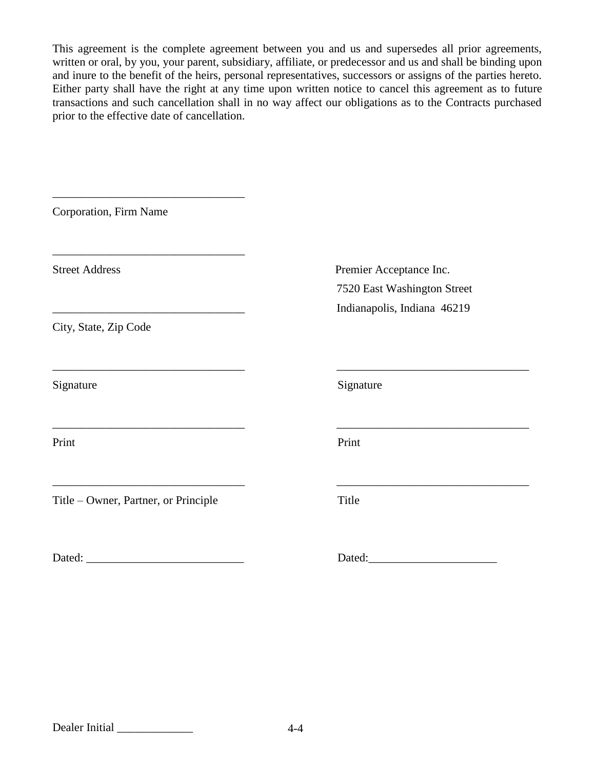This agreement is the complete agreement between you and us and supersedes all prior agreements, written or oral, by you, your parent, subsidiary, affiliate, or predecessor and us and shall be binding upon and inure to the benefit of the heirs, personal representatives, successors or assigns of the parties hereto. Either party shall have the right at any time upon written notice to cancel this agreement as to future transactions and such cancellation shall in no way affect our obligations as to the Contracts purchased prior to the effective date of cancellation.

________________________________

Corporation, Firm Name

________________________________

Street Address

________________________________

City, State, Zip Code

________________________________

Signature

________________________________

Print

________________________________

Title – Owner, Partner, or Principle

Dated: __________________________

Premier Acceptance Inc.
7520 East Washington Street
Indianapolis, Indiana 46219

________________________________

Signature

________________________________

Print

________________________________

Title

Dated:_____________________

Dealer Initial _____________